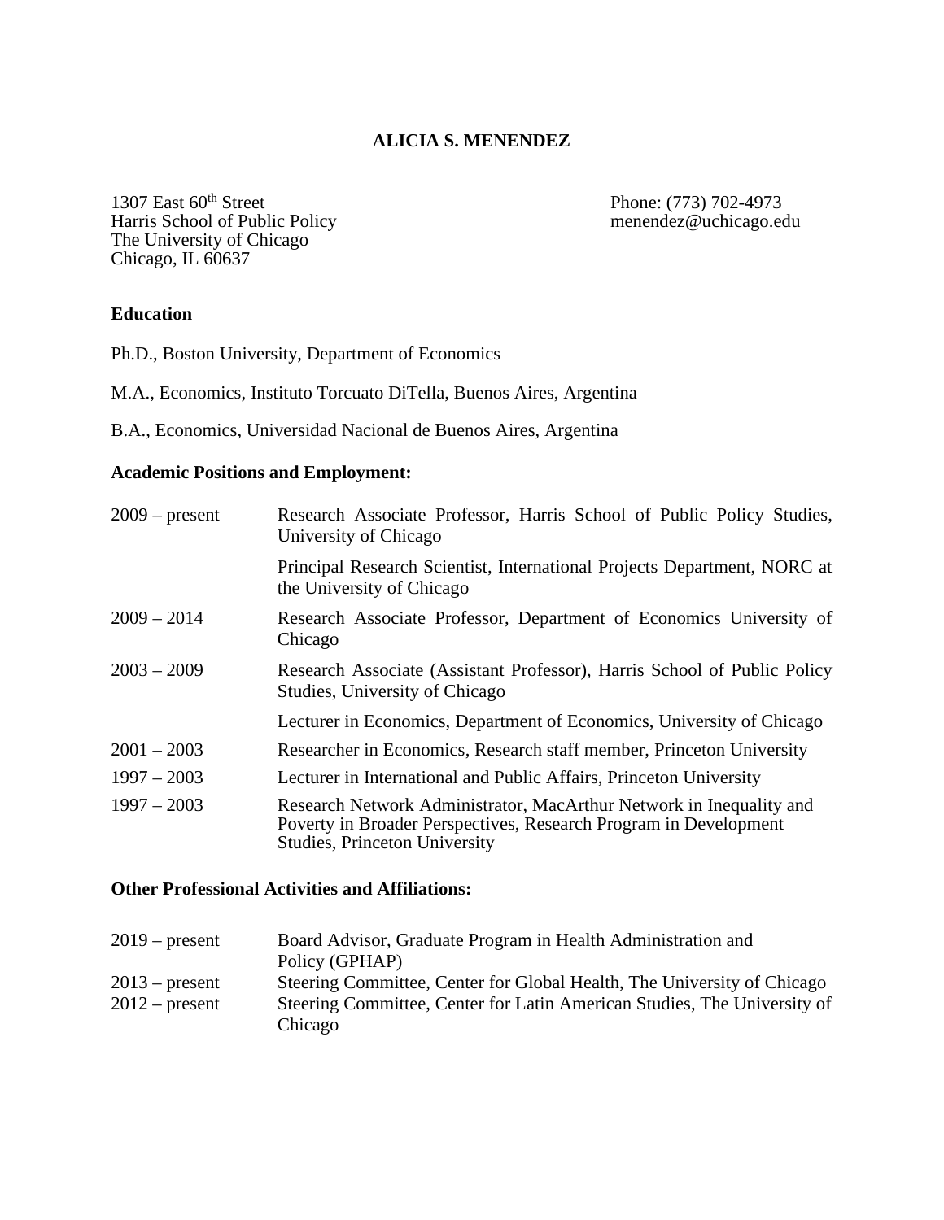# ALICIA S. MENENDEZ

1307 East 60th Street
Harris School of Public Policy
The University of Chicago
Chicago, IL 60637

Phone: (773) 702-4973
menendez@uchicago.edu

## Education

Ph.D., Boston University, Department of Economics

M.A., Economics, Instituto Torcuato DiTella, Buenos Aires, Argentina

B.A., Economics, Universidad Nacional de Buenos Aires, Argentina

## Academic Positions and Employment:

| | |
|---|---|
| 2009 – present | Research Associate Professor, Harris School of Public Policy Studies, University of Chicago |
| | Principal Research Scientist, International Projects Department, NORC at the University of Chicago |
| 2009 – 2014 | Research Associate Professor, Department of Economics University of Chicago |
| 2003 – 2009 | Research Associate (Assistant Professor), Harris School of Public Policy Studies, University of Chicago |
| | Lecturer in Economics, Department of Economics, University of Chicago |
| 2001 – 2003 | Researcher in Economics, Research staff member, Princeton University |
| 1997 – 2003 | Lecturer in International and Public Affairs, Princeton University |
| 1997 – 2003 | Research Network Administrator, MacArthur Network in Inequality and Poverty in Broader Perspectives, Research Program in Development Studies, Princeton University |

## Other Professional Activities and Affiliations:

| | |
|---|---|
| 2019 – present | Board Advisor, Graduate Program in Health Administration and Policy (GPHAP) |
| 2013 – present | Steering Committee, Center for Global Health, The University of Chicago |
| 2012 – present | Steering Committee, Center for Latin American Studies, The University of Chicago |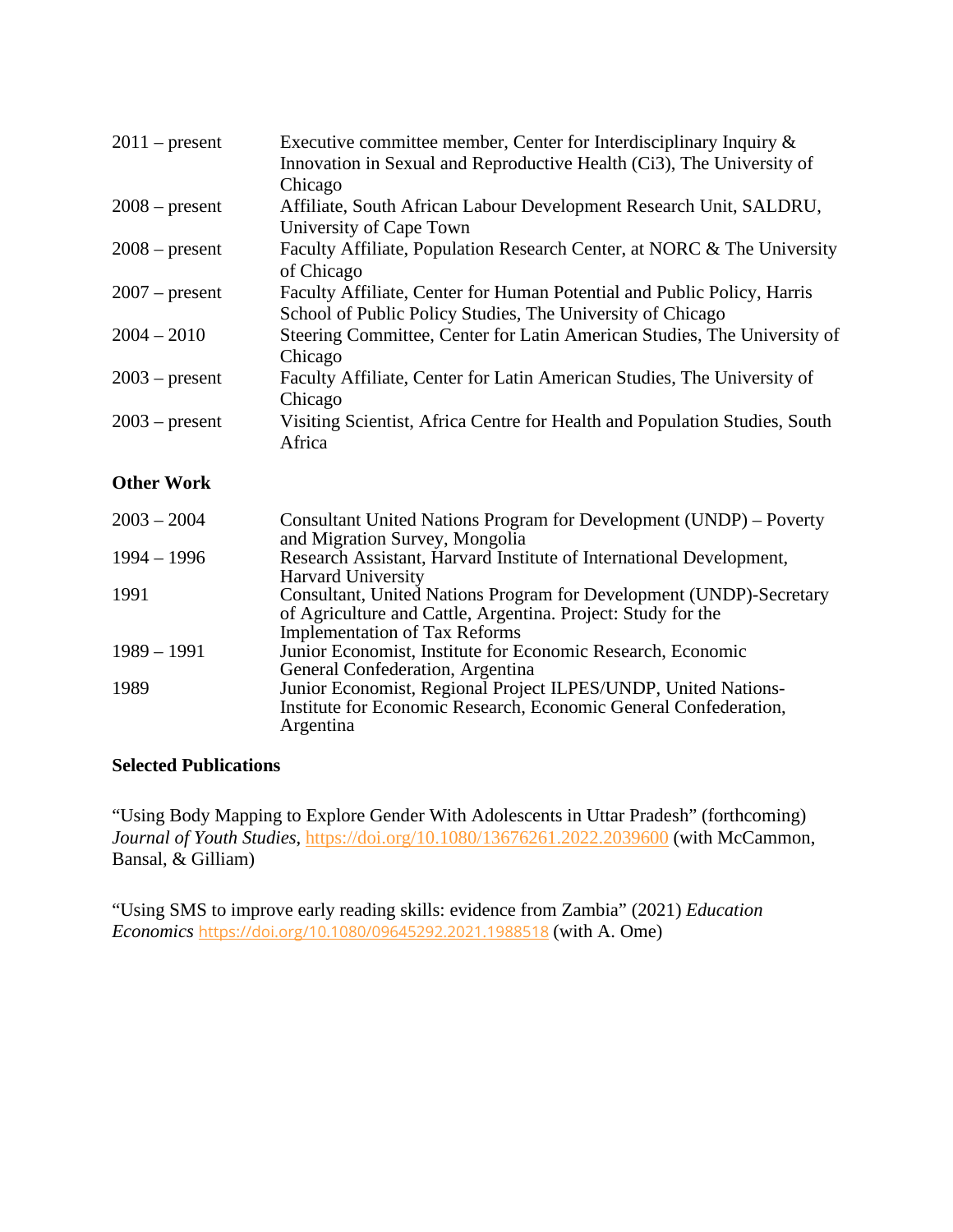| | |
|---|---|
| 2011 – present | Executive committee member, Center for Interdisciplinary Inquiry & Innovation in Sexual and Reproductive Health (Ci3), The University of Chicago |
| 2008 – present | Affiliate, South African Labour Development Research Unit, SALDRU, University of Cape Town |
| 2008 – present | Faculty Affiliate, Population Research Center, at NORC & The University of Chicago |
| 2007 – present | Faculty Affiliate, Center for Human Potential and Public Policy, Harris School of Public Policy Studies, The University of Chicago |
| 2004 – 2010 | Steering Committee, Center for Latin American Studies, The University of Chicago |
| 2003 – present | Faculty Affiliate, Center for Latin American Studies, The University of Chicago |
| 2003 – present | Visiting Scientist, Africa Centre for Health and Population Studies, South Africa |

**Other Work**

| | |
|---|---|
| 2003 – 2004 | Consultant United Nations Program for Development (UNDP) – Poverty and Migration Survey, Mongolia |
| 1994 – 1996 | Research Assistant, Harvard Institute of International Development, Harvard University |
| 1991 | Consultant, United Nations Program for Development (UNDP)-Secretary of Agriculture and Cattle, Argentina. Project: Study for the Implementation of Tax Reforms |
| 1989 – 1991 | Junior Economist, Institute for Economic Research, Economic General Confederation, Argentina |
| 1989 | Junior Economist, Regional Project ILPES/UNDP, United Nations-Institute for Economic Research, Economic General Confederation, Argentina |

**Selected Publications**

"Using Body Mapping to Explore Gender With Adolescents in Uttar Pradesh" (forthcoming) *Journal of Youth Studies*, https://doi.org/10.1080/13676261.2022.2039600 (with McCammon, Bansal, & Gilliam)

"Using SMS to improve early reading skills: evidence from Zambia" (2021) *Education Economics* https://doi.org/10.1080/09645292.2021.1988518 (with A. Ome)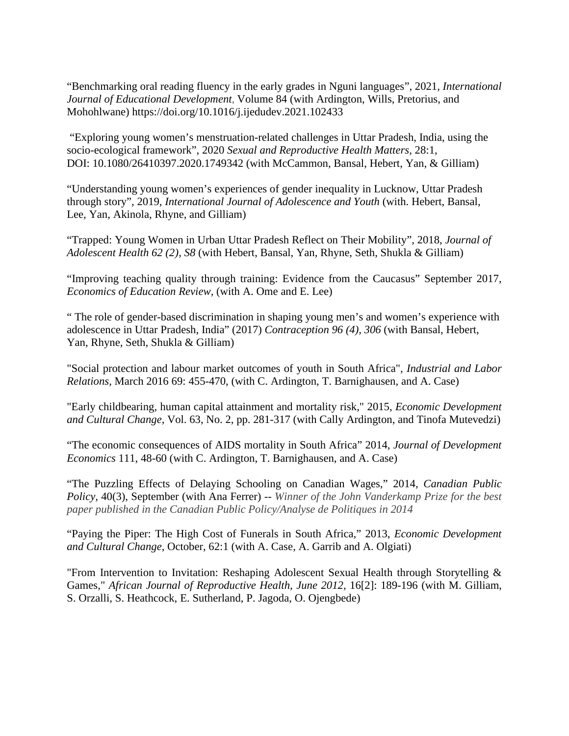“Benchmarking oral reading fluency in the early grades in Nguni languages”, 2021, *International Journal of Educational Development*, Volume 84 (with Ardington, Wills, Pretorius, and Mohohlwane) https://doi.org/10.1016/j.ijedudev.2021.102433

“Exploring young women’s menstruation-related challenges in Uttar Pradesh, India, using the socio-ecological framework”, 2020 *Sexual and Reproductive Health Matters,* 28:1, DOI: 10.1080/26410397.2020.1749342 (with McCammon, Bansal, Hebert, Yan, & Gilliam)

“Understanding young women’s experiences of gender inequality in Lucknow, Uttar Pradesh through story”, 2019, *International Journal of Adolescence and Youth* (with. Hebert, Bansal, Lee, Yan, Akinola, Rhyne, and Gilliam)

“Trapped: Young Women in Urban Uttar Pradesh Reflect on Their Mobility”, 2018, *Journal of Adolescent Health 62 (2), S8* (with Hebert, Bansal, Yan, Rhyne, Seth, Shukla & Gilliam)

“Improving teaching quality through training: Evidence from the Caucasus” September 2017, *Economics of Education Review,* (with A. Ome and E. Lee)

“ The role of gender-based discrimination in shaping young men’s and women’s experience with adolescence in Uttar Pradesh, India” (2017) *Contraception 96 (4), 306* (with Bansal, Hebert, Yan, Rhyne, Seth, Shukla & Gilliam)

"Social protection and labour market outcomes of youth in South Africa", *Industrial and Labor Relations*, March 2016 69: 455-470, (with C. Ardington, T. Barnighausen, and A. Case)

"Early childbearing, human capital attainment and mortality risk," 2015, *Economic Development and Cultural Change*, Vol. 63, No. 2, pp. 281-317 (with Cally Ardington, and Tinofa Mutevedzi)

“The economic consequences of AIDS mortality in South Africa” 2014, *Journal of Development Economics* 111, 48-60 (with C. Ardington, T. Barnighausen, and A. Case)

“The Puzzling Effects of Delaying Schooling on Canadian Wages,” 2014, *Canadian Public Policy,* 40(3), September (with Ana Ferrer) -- *Winner of the John Vanderkamp Prize for the best paper published in the Canadian Public Policy/Analyse de Politiques in 2014*

“Paying the Piper: The High Cost of Funerals in South Africa,” 2013, *Economic Development and Cultural Change*, October, 62:1 (with A. Case, A. Garrib and A. Olgiati)

"From Intervention to Invitation: Reshaping Adolescent Sexual Health through Storytelling & Games," *African Journal of Reproductive Health, June 2012,* 16[2]: 189-196 (with M. Gilliam, S. Orzalli, S. Heathcock, E. Sutherland, P. Jagoda, O. Ojengbede)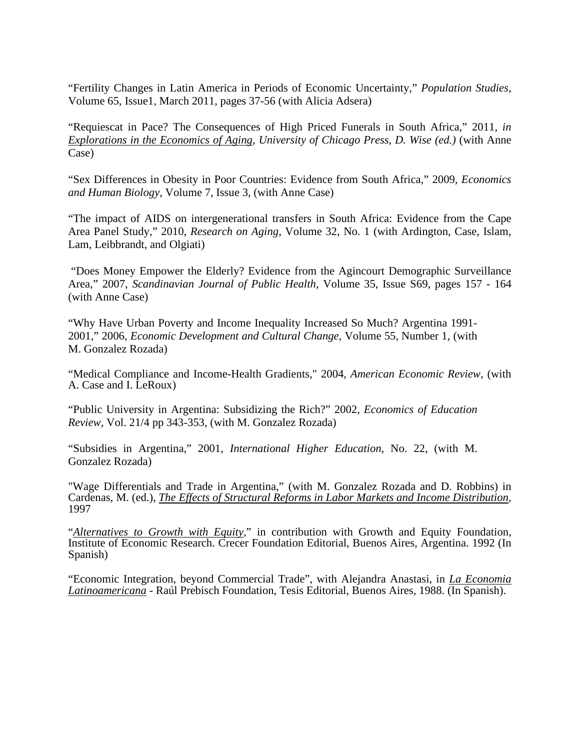“Fertility Changes in Latin America in Periods of Economic Uncertainty,” *Population Studies*, Volume 65, Issue1, March 2011, pages 37-56 (with Alicia Adsera)

“Requiescat in Pace? The Consequences of High Priced Funerals in South Africa,” 2011, *in Explorations in the Economics of Aging, University of Chicago Press, D. Wise (ed.)* (with Anne Case)

“Sex Differences in Obesity in Poor Countries: Evidence from South Africa,” 2009, *Economics and Human Biology*, Volume 7, Issue 3, (with Anne Case)

“The impact of AIDS on intergenerational transfers in South Africa: Evidence from the Cape Area Panel Study,” 2010, *Research on Aging*, Volume 32, No. 1 (with Ardington, Case, Islam, Lam, Leibbrandt, and Olgiati)

“Does Money Empower the Elderly? Evidence from the Agincourt Demographic Surveillance Area,” 2007, *Scandinavian Journal of Public Health*, Volume 35, Issue S69, pages 157 - 164 (with Anne Case)

“Why Have Urban Poverty and Income Inequality Increased So Much? Argentina 1991-2001,” 2006, *Economic Development and Cultural Change*, Volume 55, Number 1, (with M. Gonzalez Rozada)

“Medical Compliance and Income-Health Gradients," 2004, *American Economic Review*, (with A. Case and I. LeRoux)

“Public University in Argentina: Subsidizing the Rich?” 2002, *Economics of Education Review*, Vol. 21/4 pp 343-353, (with M. Gonzalez Rozada)

“Subsidies in Argentina,” 2001, *International Higher Education*, No. 22, (with M. Gonzalez Rozada)

"Wage Differentials and Trade in Argentina,” (with M. Gonzalez Rozada and D. Robbins) in Cardenas, M. (ed.), *The Effects of Structural Reforms in Labor Markets and Income Distribution*, 1997

“*Alternatives to Growth with Equity*,” in contribution with Growth and Equity Foundation, Institute of Economic Research. Crecer Foundation Editorial, Buenos Aires, Argentina. 1992 (In Spanish)

“Economic Integration, beyond Commercial Trade”, with Alejandra Anastasi, in *La Economia Latinoamericana* - Raúl Prebisch Foundation, Tesis Editorial, Buenos Aires, 1988. (In Spanish).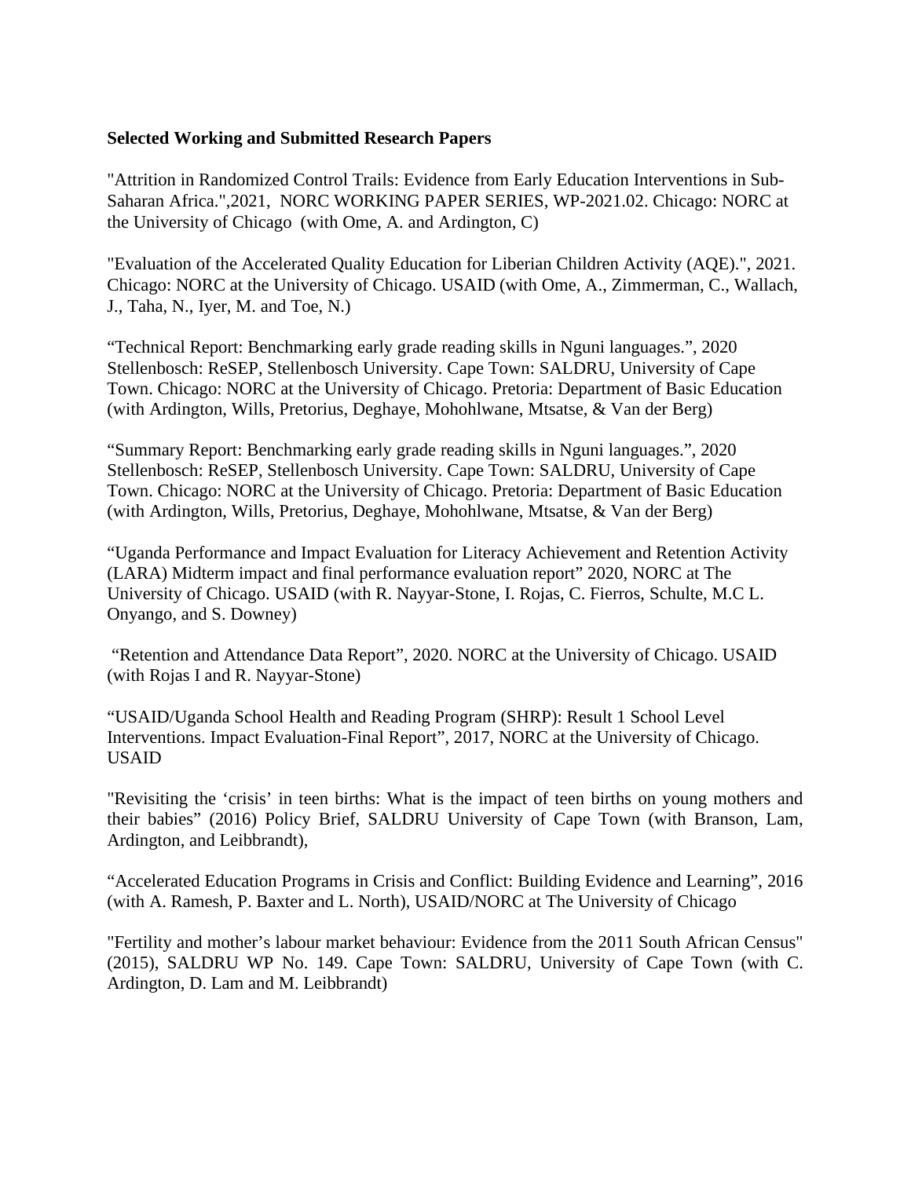**Selected Working and Submitted Research Papers**

"Attrition in Randomized Control Trails: Evidence from Early Education Interventions in Sub-Saharan Africa.",2021, NORC WORKING PAPER SERIES, WP-2021.02. Chicago: NORC at the University of Chicago (with Ome, A. and Ardington, C)

"Evaluation of the Accelerated Quality Education for Liberian Children Activity (AQE).", 2021. Chicago: NORC at the University of Chicago. USAID (with Ome, A., Zimmerman, C., Wallach, J., Taha, N., Iyer, M. and Toe, N.)

"Technical Report: Benchmarking early grade reading skills in Nguni languages.", 2020 Stellenbosch: ReSEP, Stellenbosch University. Cape Town: SALDRU, University of Cape Town. Chicago: NORC at the University of Chicago. Pretoria: Department of Basic Education (with Ardington, Wills, Pretorius, Deghaye, Mohohlwane, Mtsatse, & Van der Berg)

"Summary Report: Benchmarking early grade reading skills in Nguni languages.", 2020 Stellenbosch: ReSEP, Stellenbosch University. Cape Town: SALDRU, University of Cape Town. Chicago: NORC at the University of Chicago. Pretoria: Department of Basic Education (with Ardington, Wills, Pretorius, Deghaye, Mohohlwane, Mtsatse, & Van der Berg)

"Uganda Performance and Impact Evaluation for Literacy Achievement and Retention Activity (LARA) Midterm impact and final performance evaluation report" 2020, NORC at The University of Chicago. USAID (with R. Nayyar-Stone, I. Rojas, C. Fierros, Schulte, M.C L. Onyango, and S. Downey)

"Retention and Attendance Data Report", 2020. NORC at the University of Chicago. USAID (with Rojas I and R. Nayyar-Stone)

"USAID/Uganda School Health and Reading Program (SHRP): Result 1 School Level Interventions. Impact Evaluation-Final Report", 2017, NORC at the University of Chicago. USAID

"Revisiting the 'crisis' in teen births: What is the impact of teen births on young mothers and their babies" (2016) Policy Brief, SALDRU University of Cape Town (with Branson, Lam, Ardington, and Leibbrandt),

"Accelerated Education Programs in Crisis and Conflict: Building Evidence and Learning", 2016 (with A. Ramesh, P. Baxter and L. North), USAID/NORC at The University of Chicago

"Fertility and mother's labour market behaviour: Evidence from the 2011 South African Census" (2015), SALDRU WP No. 149. Cape Town: SALDRU, University of Cape Town (with C. Ardington, D. Lam and M. Leibbrandt)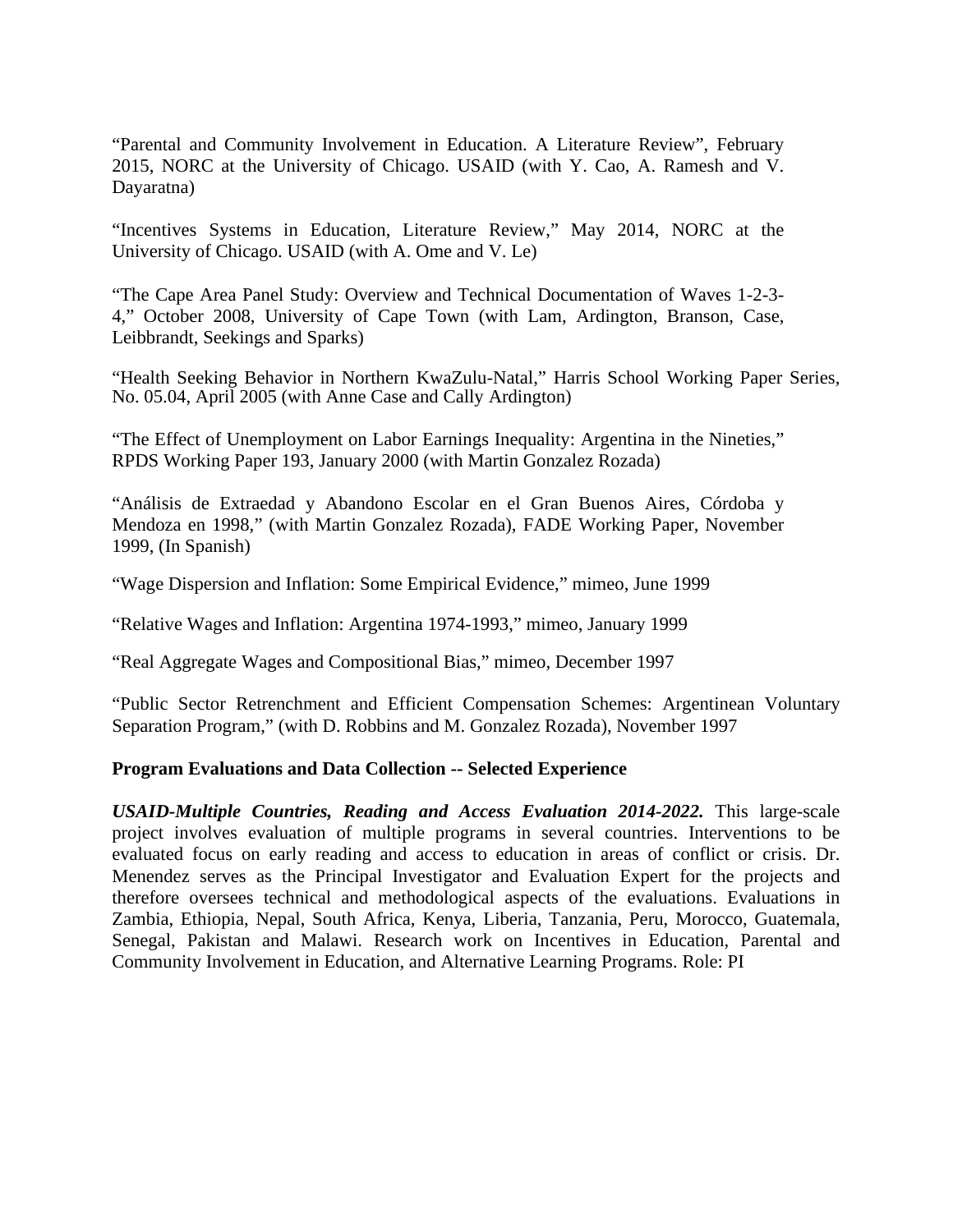“Parental and Community Involvement in Education. A Literature Review”, February 2015, NORC at the University of Chicago. USAID (with Y. Cao, A. Ramesh and V. Dayaratna)

“Incentives Systems in Education, Literature Review,” May 2014, NORC at the University of Chicago. USAID (with A. Ome and V. Le)

“The Cape Area Panel Study: Overview and Technical Documentation of Waves 1-2-3-4,” October 2008, University of Cape Town (with Lam, Ardington, Branson, Case, Leibbrandt, Seekings and Sparks)

“Health Seeking Behavior in Northern KwaZulu-Natal,” Harris School Working Paper Series, No. 05.04, April 2005 (with Anne Case and Cally Ardington)

“The Effect of Unemployment on Labor Earnings Inequality: Argentina in the Nineties,” RPDS Working Paper 193, January 2000 (with Martin Gonzalez Rozada)

“Análisis de Extraedad y Abandono Escolar en el Gran Buenos Aires, Córdoba y Mendoza en 1998,” (with Martin Gonzalez Rozada), FADE Working Paper, November 1999, (In Spanish)

“Wage Dispersion and Inflation: Some Empirical Evidence,” mimeo, June 1999

“Relative Wages and Inflation: Argentina 1974-1993,” mimeo, January 1999

“Real Aggregate Wages and Compositional Bias,” mimeo, December 1997

“Public Sector Retrenchment and Efficient Compensation Schemes: Argentinean Voluntary Separation Program,” (with D. Robbins and M. Gonzalez Rozada), November 1997

**Program Evaluations and Data Collection -- Selected Experience**

***USAID-Multiple Countries, Reading and Access Evaluation 2014-2022.*** This large-scale project involves evaluation of multiple programs in several countries. Interventions to be evaluated focus on early reading and access to education in areas of conflict or crisis. Dr. Menendez serves as the Principal Investigator and Evaluation Expert for the projects and therefore oversees technical and methodological aspects of the evaluations. Evaluations in Zambia, Ethiopia, Nepal, South Africa, Kenya, Liberia, Tanzania, Peru, Morocco, Guatemala, Senegal, Pakistan and Malawi. Research work on Incentives in Education, Parental and Community Involvement in Education, and Alternative Learning Programs. Role: PI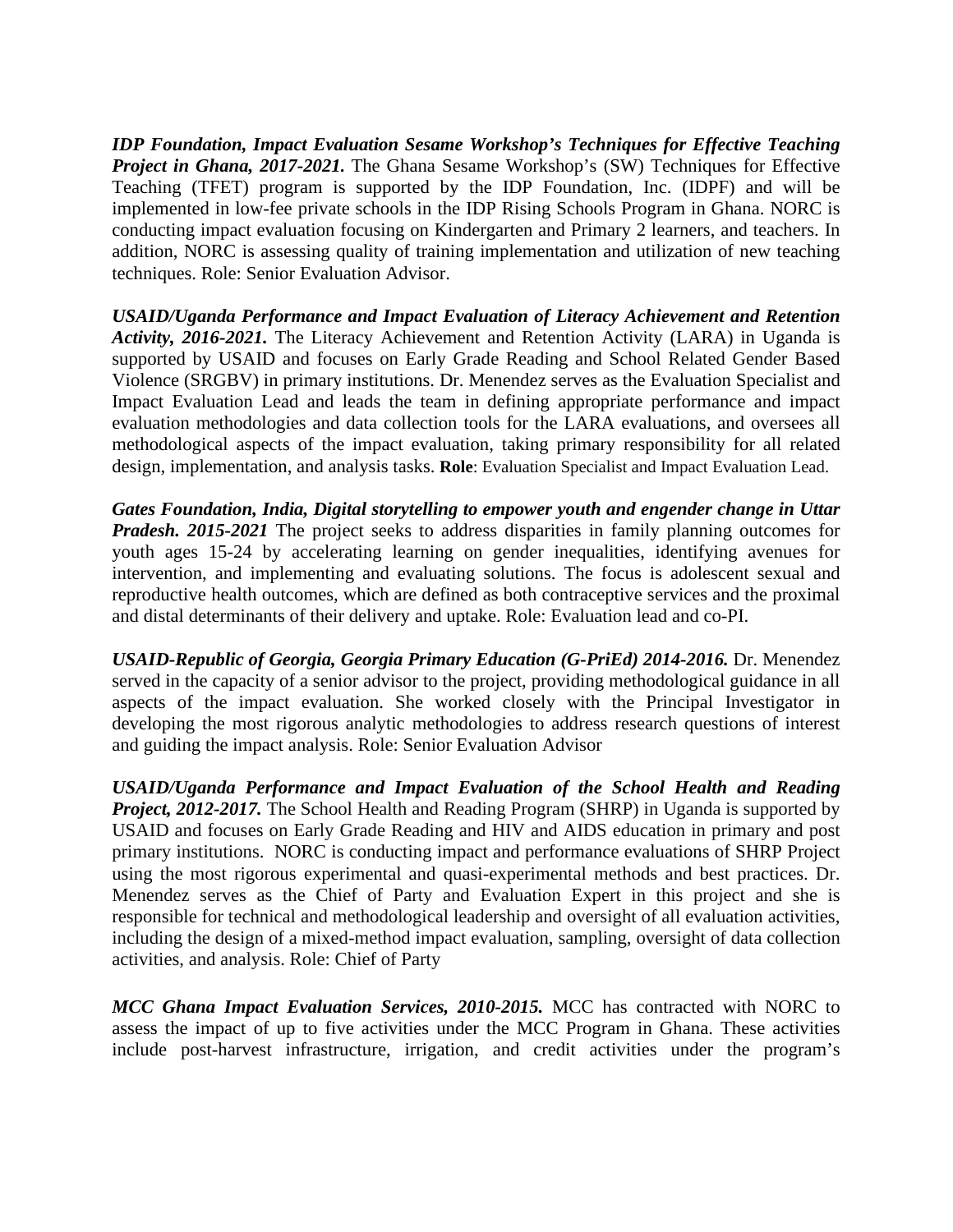***IDP Foundation, Impact Evaluation Sesame Workshop's Techniques for Effective Teaching Project in Ghana, 2017-2021.*** The Ghana Sesame Workshop's (SW) Techniques for Effective Teaching (TFET) program is supported by the IDP Foundation, Inc. (IDPF) and will be implemented in low-fee private schools in the IDP Rising Schools Program in Ghana. NORC is conducting impact evaluation focusing on Kindergarten and Primary 2 learners, and teachers. In addition, NORC is assessing quality of training implementation and utilization of new teaching techniques. Role: Senior Evaluation Advisor.

***USAID/Uganda Performance and Impact Evaluation of Literacy Achievement and Retention Activity, 2016-2021.*** The Literacy Achievement and Retention Activity (LARA) in Uganda is supported by USAID and focuses on Early Grade Reading and School Related Gender Based Violence (SRGBV) in primary institutions. Dr. Menendez serves as the Evaluation Specialist and Impact Evaluation Lead and leads the team in defining appropriate performance and impact evaluation methodologies and data collection tools for the LARA evaluations, and oversees all methodological aspects of the impact evaluation, taking primary responsibility for all related design, implementation, and analysis tasks. **Role**: Evaluation Specialist and Impact Evaluation Lead.

***Gates Foundation, India, Digital storytelling to empower youth and engender change in Uttar Pradesh. 2015-2021*** The project seeks to address disparities in family planning outcomes for youth ages 15-24 by accelerating learning on gender inequalities, identifying avenues for intervention, and implementing and evaluating solutions. The focus is adolescent sexual and reproductive health outcomes, which are defined as both contraceptive services and the proximal and distal determinants of their delivery and uptake. Role: Evaluation lead and co-PI.

***USAID-Republic of Georgia, Georgia Primary Education (G-PriEd) 2014-2016.*** Dr. Menendez served in the capacity of a senior advisor to the project, providing methodological guidance in all aspects of the impact evaluation. She worked closely with the Principal Investigator in developing the most rigorous analytic methodologies to address research questions of interest and guiding the impact analysis. Role: Senior Evaluation Advisor

***USAID/Uganda Performance and Impact Evaluation of the School Health and Reading Project, 2012-2017.*** The School Health and Reading Program (SHRP) in Uganda is supported by USAID and focuses on Early Grade Reading and HIV and AIDS education in primary and post primary institutions. NORC is conducting impact and performance evaluations of SHRP Project using the most rigorous experimental and quasi-experimental methods and best practices. Dr. Menendez serves as the Chief of Party and Evaluation Expert in this project and she is responsible for technical and methodological leadership and oversight of all evaluation activities, including the design of a mixed-method impact evaluation, sampling, oversight of data collection activities, and analysis. Role: Chief of Party

***MCC Ghana Impact Evaluation Services, 2010-2015.*** MCC has contracted with NORC to assess the impact of up to five activities under the MCC Program in Ghana. These activities include post-harvest infrastructure, irrigation, and credit activities under the program's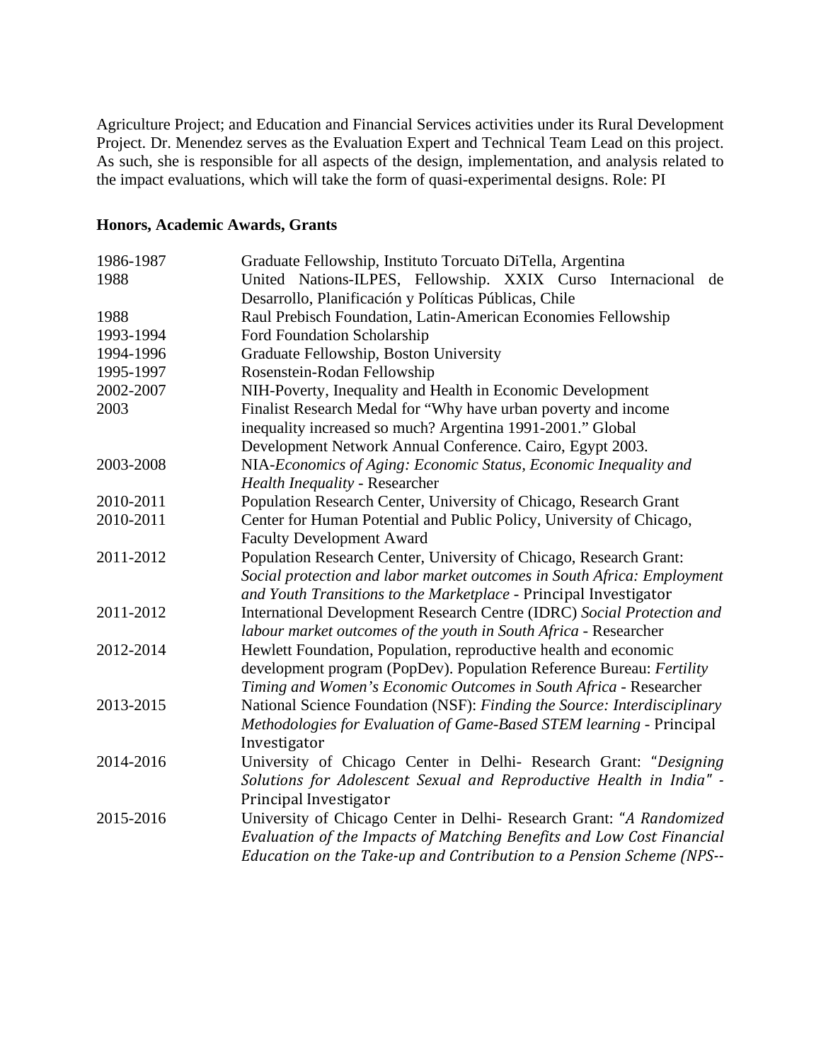Agriculture Project; and Education and Financial Services activities under its Rural Development Project. Dr. Menendez serves as the Evaluation Expert and Technical Team Lead on this project. As such, she is responsible for all aspects of the design, implementation, and analysis related to the impact evaluations, which will take the form of quasi-experimental designs. Role: PI

## Honors, Academic Awards, Grants

| | |
|---|---|
| 1986-1987 | Graduate Fellowship, Instituto Torcuato DiTella, Argentina |
| 1988 | United Nations-ILPES, Fellowship. XXIX Curso Internacional de Desarrollo, Planificación y Políticas Públicas, Chile |
| 1988 | Raul Prebisch Foundation, Latin-American Economies Fellowship |
| 1993-1994 | Ford Foundation Scholarship |
| 1994-1996 | Graduate Fellowship, Boston University |
| 1995-1997 | Rosenstein-Rodan Fellowship |
| 2002-2007 | NIH-Poverty, Inequality and Health in Economic Development |
| 2003 | Finalist Research Medal for "Why have urban poverty and income inequality increased so much? Argentina 1991-2001." Global Development Network Annual Conference. Cairo, Egypt 2003. |
| 2003-2008 | NIA-*Economics of Aging: Economic Status, Economic Inequality and Health Inequality* - Researcher |
| 2010-2011 | Population Research Center, University of Chicago, Research Grant |
| 2010-2011 | Center for Human Potential and Public Policy, University of Chicago, Faculty Development Award |
| 2011-2012 | Population Research Center, University of Chicago, Research Grant: *Social protection and labor market outcomes in South Africa: Employment and Youth Transitions to the Marketplace* - Principal Investigator |
| 2011-2012 | International Development Research Centre (IDRC) *Social Protection and labour market outcomes of the youth in South Africa* - Researcher |
| 2012-2014 | Hewlett Foundation, Population, reproductive health and economic development program (PopDev). Population Reference Bureau: *Fertility Timing and Women's Economic Outcomes in South Africa* - Researcher |
| 2013-2015 | National Science Foundation (NSF): *Finding the Source: Interdisciplinary Methodologies for Evaluation of Game-Based STEM learning* - Principal Investigator |
| 2014-2016 | University of Chicago Center in Delhi- Research Grant: *"Designing Solutions for Adolescent Sexual and Reproductive Health in India"* - Principal Investigator |
| 2015-2016 | University of Chicago Center in Delhi- Research Grant: *"A Randomized Evaluation of the Impacts of Matching Benefits and Low Cost Financial Education on the Take-up and Contribution to a Pension Scheme (NPS--* |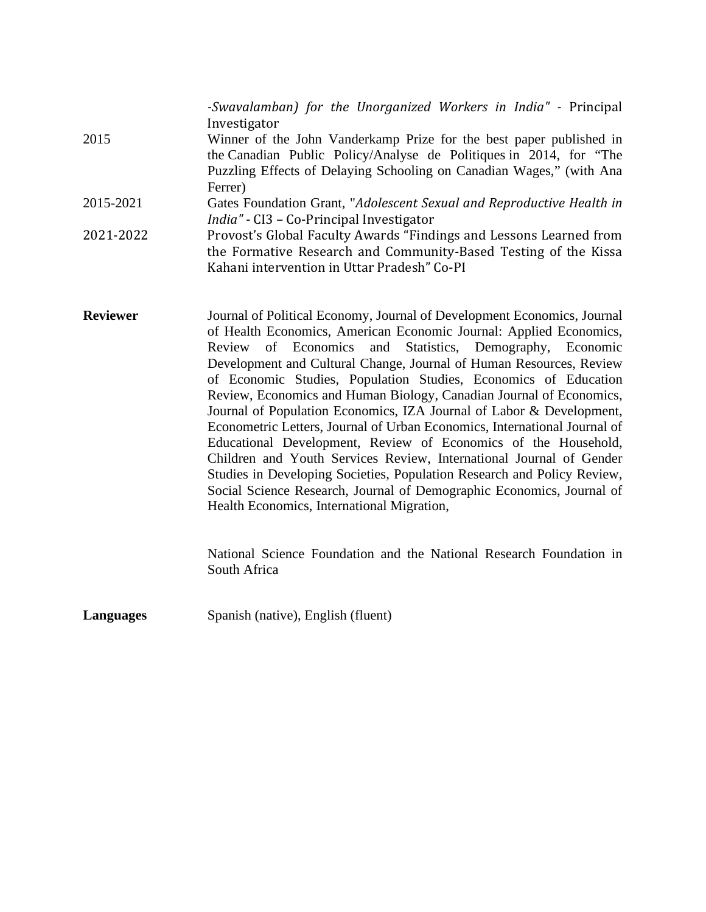| | |
|---|---|
| | *-Swavalamban) for the Unorganized Workers in India"* - Principal Investigator |
| 2015 | Winner of the John Vanderkamp Prize for the best paper published in the Canadian Public Policy/Analyse de Politiques in 2014, for "The Puzzling Effects of Delaying Schooling on Canadian Wages," (with Ana Ferrer) |
| 2015-2021 | Gates Foundation Grant, "*Adolescent Sexual and Reproductive Health in India"* - CI3 – Co-Principal Investigator |
| 2021-2022 | Provost's Global Faculty Awards "Findings and Lessons Learned from the Formative Research and Community-Based Testing of the Kissa Kahani intervention in Uttar Pradesh" Co-PI |

**Reviewer**

Journal of Political Economy, Journal of Development Economics, Journal of Health Economics, American Economic Journal: Applied Economics, Review of Economics and Statistics, Demography, Economic Development and Cultural Change, Journal of Human Resources, Review of Economic Studies, Population Studies, Economics of Education Review, Economics and Human Biology, Canadian Journal of Economics, Journal of Population Economics, IZA Journal of Labor & Development, Econometric Letters, Journal of Urban Economics, International Journal of Educational Development, Review of Economics of the Household, Children and Youth Services Review, International Journal of Gender Studies in Developing Societies, Population Research and Policy Review, Social Science Research, Journal of Demographic Economics, Journal of Health Economics, International Migration,

National Science Foundation and the National Research Foundation in South Africa

**Languages**

Spanish (native), English (fluent)